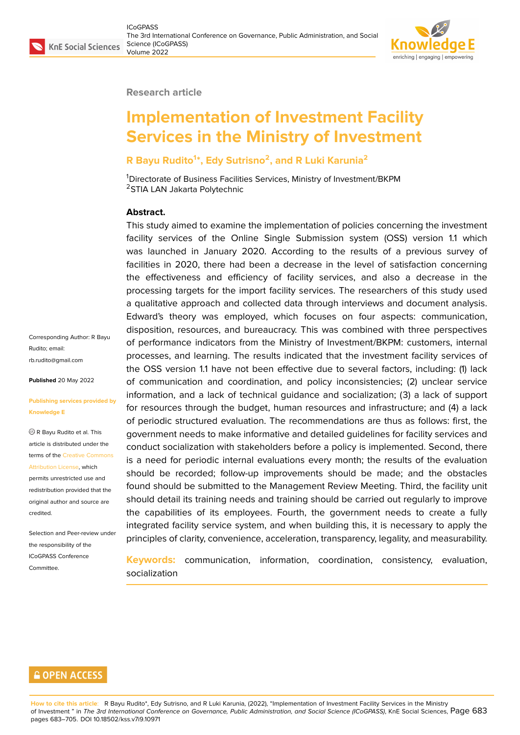Research article

# Implementation of Investment Facility Services in the Ministry of Investment

**R Bayu Rudito[1]*, Edy Sutrisno[2], and R Luki Karunia[2]**

[1]Directorate of Business Facilities Services, Ministry of Investment/BKPM
[2]STIA LAN Jakarta Polytechnic

**Abstract.**
This study aimed to examine the implementation of policies concerning the investment facility services of the Online Single Submission system (OSS) version 1.1 which was launched in January 2020. According to the results of a previous survey of facilities in 2020, there had been a decrease in the level of satisfaction concerning the effectiveness and efficiency of facility services, and also a decrease in the processing targets for the import facility services. The researchers of this study used a qualitative approach and collected data through interviews and document analysis. Edward's theory was employed, which focuses on four aspects: communication, disposition, resources, and bureaucracy. This was combined with three perspectives of performance indicators from the Ministry of Investment/BKPM: customers, internal processes, and learning. The results indicated that the investment facility services of the OSS version 1.1 have not been effective due to several factors, including: (1) lack of communication and coordination, and policy inconsistencies; (2) unclear service information, and a lack of technical guidance and socialization; (3) a lack of support for resources through the budget, human resources and infrastructure; and (4) a lack of periodic structured evaluation. The recommendations are thus as follows: first, the government needs to make informative and detailed guidelines for facility services and conduct socialization with stakeholders before a policy is implemented. Second, there is a need for periodic internal evaluations every month; the results of the evaluation should be recorded; follow-up improvements should be made; and the obstacles found should be submitted to the Management Review Meeting. Third, the facility unit should detail its training needs and training should be carried out regularly to improve the capabilities of its employees. Fourth, the government needs to create a fully integrated facility service system, and when building this, it is necessary to apply the principles of clarity, convenience, acceleration, transparency, legality, and measurability.

**Keywords:** communication, information, coordination, consistency, evaluation, socialization

Corresponding Author: R Bayu Rudito; email: rb.rudito@gmail.com

**Published** 20 May 2022

**Publishing services provided by Knowledge E**

© R Bayu Rudito et al. This article is distributed under the terms of the Creative Commons Attribution License, which permits unrestricted use and redistribution provided that the original author and source are credited.

Selection and Peer-review under the responsibility of the ICoGPASS Conference Committee.

**OPEN ACCESS**

**How to cite this article:** R Bayu Rudito*, Edy Sutrisno, and R Luki Karunia, (2022), "Implementation of Investment Facility Services in the Ministry of Investment " in *The 3rd International Conference on Governance, Public Administration, and Social Science (ICoGPASS)*, KnE Social Sciences, pages 683–705. DOI 10.18502/kss.v7i9.10971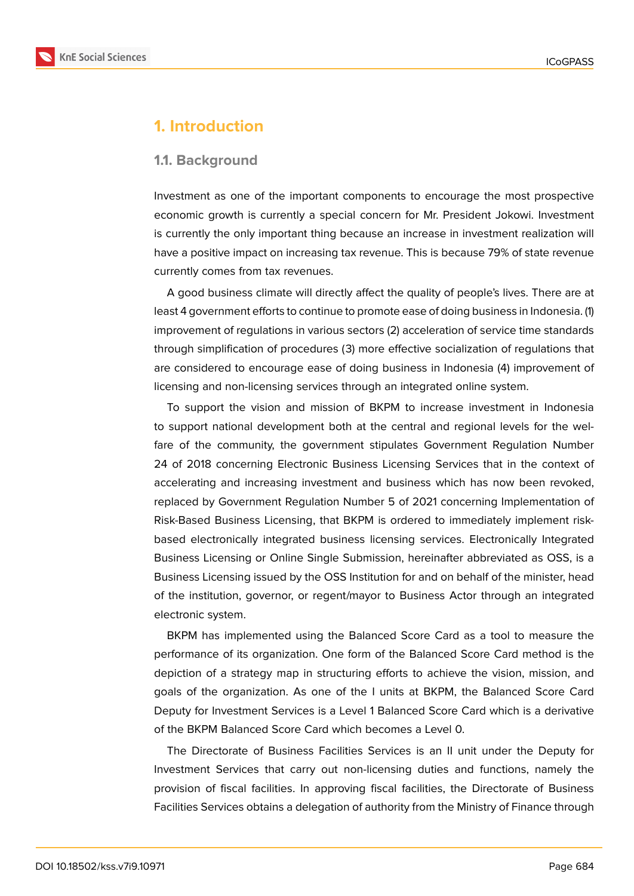# 1. Introduction

## 1.1. Background

Investment as one of the important components to encourage the most prospective economic growth is currently a special concern for Mr. President Jokowi. Investment is currently the only important thing because an increase in investment realization will have a positive impact on increasing tax revenue. This is because 79% of state revenue currently comes from tax revenues.

A good business climate will directly affect the quality of people's lives. There are at least 4 government efforts to continue to promote ease of doing business in Indonesia. (1) improvement of regulations in various sectors (2) acceleration of service time standards through simplification of procedures (3) more effective socialization of regulations that are considered to encourage ease of doing business in Indonesia (4) improvement of licensing and non-licensing services through an integrated online system.

To support the vision and mission of BKPM to increase investment in Indonesia to support national development both at the central and regional levels for the welfare of the community, the government stipulates Government Regulation Number 24 of 2018 concerning Electronic Business Licensing Services that in the context of accelerating and increasing investment and business which has now been revoked, replaced by Government Regulation Number 5 of 2021 concerning Implementation of Risk-Based Business Licensing, that BKPM is ordered to immediately implement risk-based electronically integrated business licensing services. Electronically Integrated Business Licensing or Online Single Submission, hereinafter abbreviated as OSS, is a Business Licensing issued by the OSS Institution for and on behalf of the minister, head of the institution, governor, or regent/mayor to Business Actor through an integrated electronic system.

BKPM has implemented using the Balanced Score Card as a tool to measure the performance of its organization. One form of the Balanced Score Card method is the depiction of a strategy map in structuring efforts to achieve the vision, mission, and goals of the organization. As one of the I units at BKPM, the Balanced Score Card Deputy for Investment Services is a Level 1 Balanced Score Card which is a derivative of the BKPM Balanced Score Card which becomes a Level 0.

The Directorate of Business Facilities Services is an II unit under the Deputy for Investment Services that carry out non-licensing duties and functions, namely the provision of fiscal facilities. In approving fiscal facilities, the Directorate of Business Facilities Services obtains a delegation of authority from the Ministry of Finance through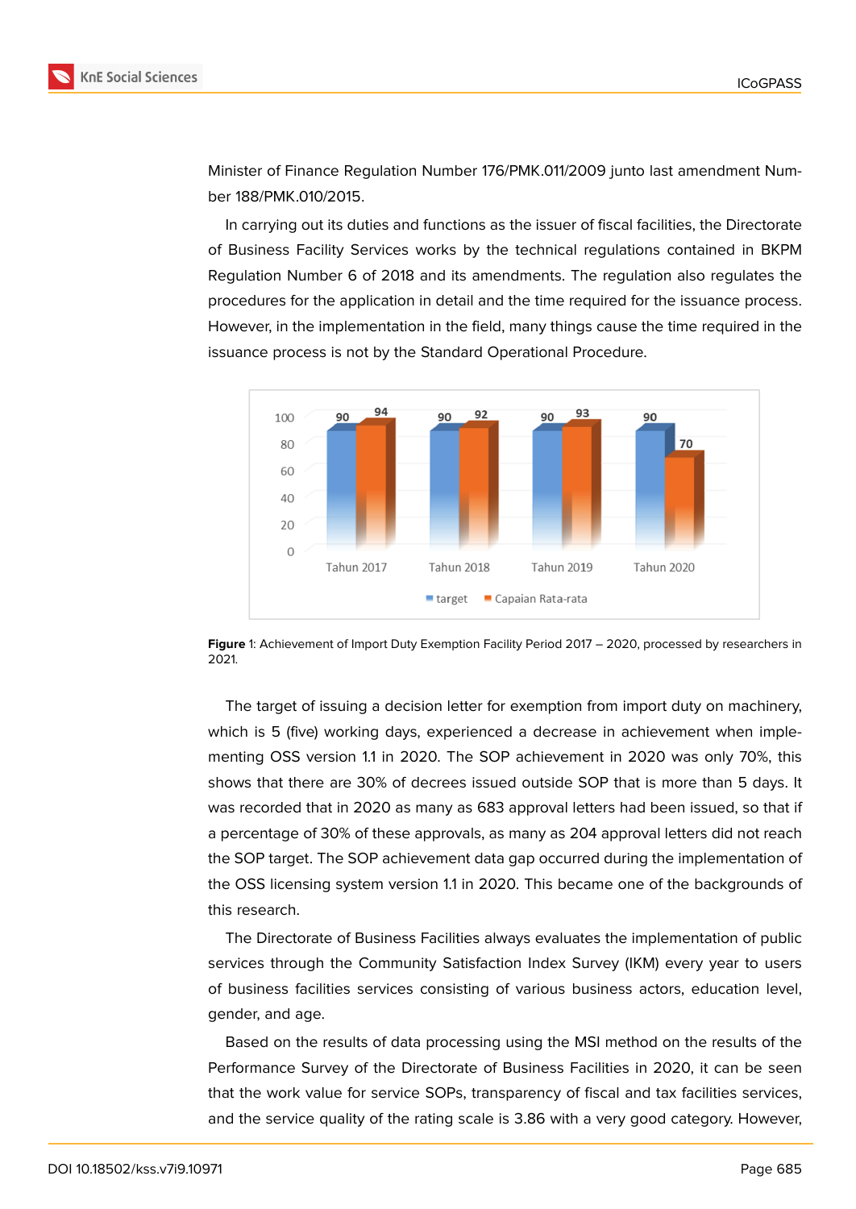Minister of Finance Regulation Number 176/PMK.011/2009 junto last amendment Number 188/PMK.010/2015.

In carrying out its duties and functions as the issuer of fiscal facilities, the Directorate of Business Facility Services works by the technical regulations contained in BKPM Regulation Number 6 of 2018 and its amendments. The regulation also regulates the procedures for the application in detail and the time required for the issuance process. However, in the implementation in the field, many things cause the time required in the issuance process is not by the Standard Operational Procedure.

**Figure** 1: Achievement of Import Duty Exemption Facility Period 2017 – 2020, processed by researchers in 2021.

The target of issuing a decision letter for exemption from import duty on machinery, which is 5 (five) working days, experienced a decrease in achievement when implementing OSS version 1.1 in 2020. The SOP achievement in 2020 was only 70%, this shows that there are 30% of decrees issued outside SOP that is more than 5 days. It was recorded that in 2020 as many as 683 approval letters had been issued, so that if a percentage of 30% of these approvals, as many as 204 approval letters did not reach the SOP target. The SOP achievement data gap occurred during the implementation of the OSS licensing system version 1.1 in 2020. This became one of the backgrounds of this research.

The Directorate of Business Facilities always evaluates the implementation of public services through the Community Satisfaction Index Survey (IKM) every year to users of business facilities services consisting of various business actors, education level, gender, and age.

Based on the results of data processing using the MSI method on the results of the Performance Survey of the Directorate of Business Facilities in 2020, it can be seen that the work value for service SOPs, transparency of fiscal and tax facilities services, and the service quality of the rating scale is 3.86 with a very good category. However,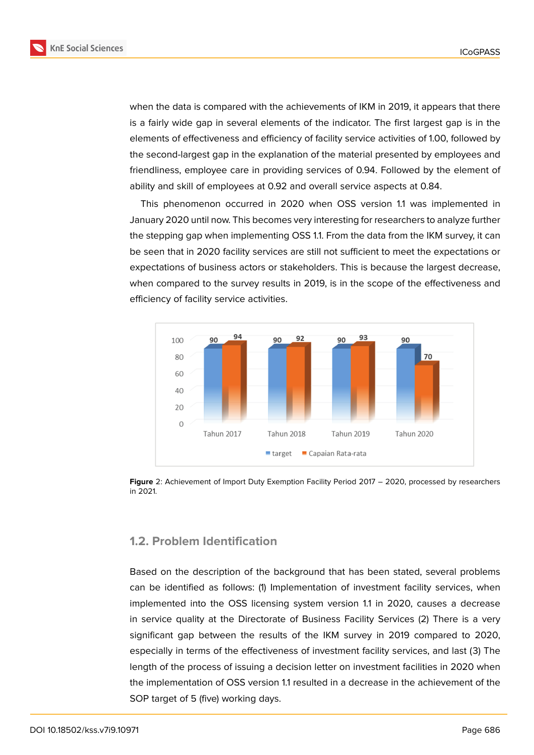when the data is compared with the achievements of IKM in 2019, it appears that there is a fairly wide gap in several elements of the indicator. The first largest gap is in the elements of effectiveness and efficiency of facility service activities of 1.00, followed by the second-largest gap in the explanation of the material presented by employees and friendliness, employee care in providing services of 0.94. Followed by the element of ability and skill of employees at 0.92 and overall service aspects at 0.84.

This phenomenon occurred in 2020 when OSS version 1.1 was implemented in January 2020 until now. This becomes very interesting for researchers to analyze further the stepping gap when implementing OSS 1.1. From the data from the IKM survey, it can be seen that in 2020 facility services are still not sufficient to meet the expectations or expectations of business actors or stakeholders. This is because the largest decrease, when compared to the survey results in 2019, is in the scope of the effectiveness and efficiency of facility service activities.

| | Tahun 2017 | Tahun 2018 | Tahun 2019 | Tahun 2020 |
|---|---|---|---|---|
| target | 90 | 90 | 90 | 90 |
| Capaian Rata-rata | 94 | 92 | 93 | 70 |

**Figure** 2: Achievement of Import Duty Exemption Facility Period 2017 – 2020, processed by researchers in 2021.

## 1.2. Problem Identification

Based on the description of the background that has been stated, several problems can be identified as follows: (1) Implementation of investment facility services, when implemented into the OSS licensing system version 1.1 in 2020, causes a decrease in service quality at the Directorate of Business Facility Services (2) There is a very significant gap between the results of the IKM survey in 2019 compared to 2020, especially in terms of the effectiveness of investment facility services, and last (3) The length of the process of issuing a decision letter on investment facilities in 2020 when the implementation of OSS version 1.1 resulted in a decrease in the achievement of the SOP target of 5 (five) working days.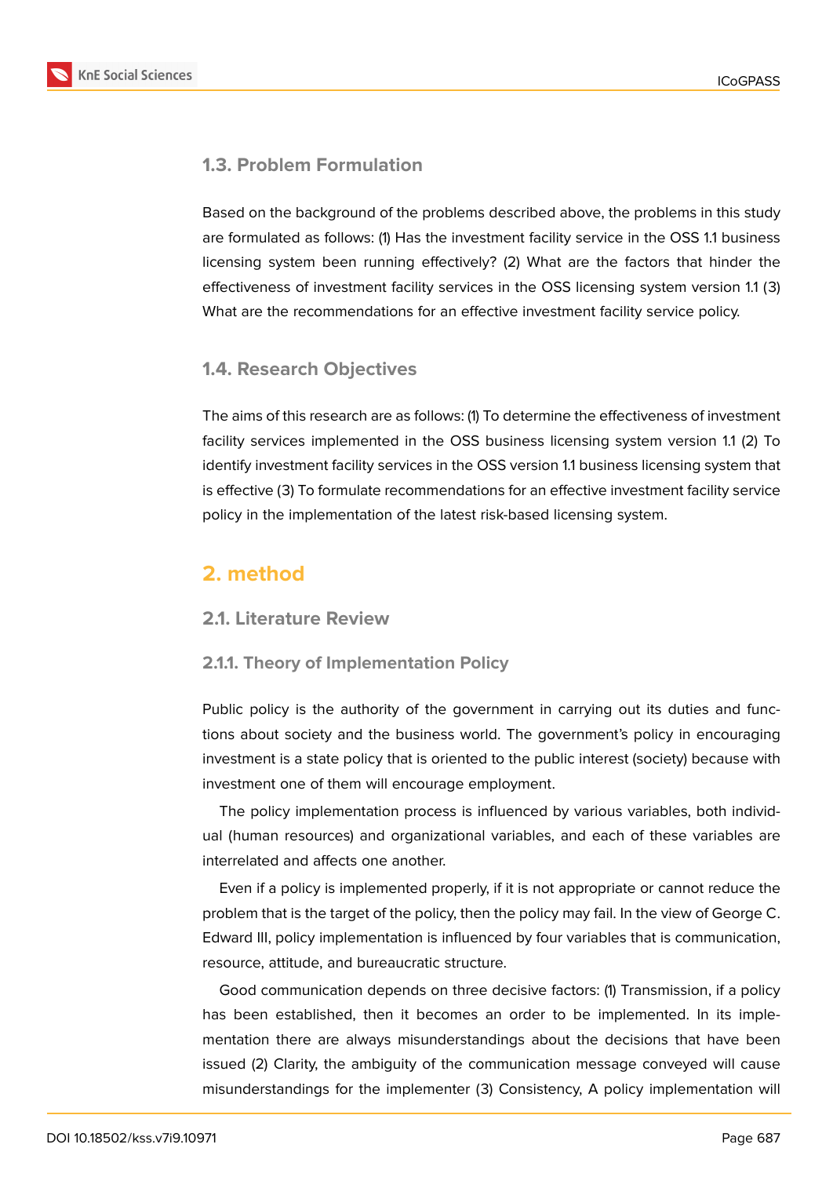### 1.3. Problem Formulation

Based on the background of the problems described above, the problems in this study are formulated as follows: (1) Has the investment facility service in the OSS 1.1 business licensing system been running effectively? (2) What are the factors that hinder the effectiveness of investment facility services in the OSS licensing system version 1.1 (3) What are the recommendations for an effective investment facility service policy.

### 1.4. Research Objectives

The aims of this research are as follows: (1) To determine the effectiveness of investment facility services implemented in the OSS business licensing system version 1.1 (2) To identify investment facility services in the OSS version 1.1 business licensing system that is effective (3) To formulate recommendations for an effective investment facility service policy in the implementation of the latest risk-based licensing system.

## 2. method

### 2.1. Literature Review

#### 2.1.1. Theory of Implementation Policy

Public policy is the authority of the government in carrying out its duties and functions about society and the business world. The government's policy in encouraging investment is a state policy that is oriented to the public interest (society) because with investment one of them will encourage employment.

The policy implementation process is influenced by various variables, both individual (human resources) and organizational variables, and each of these variables are interrelated and affects one another.

Even if a policy is implemented properly, if it is not appropriate or cannot reduce the problem that is the target of the policy, then the policy may fail. In the view of George C. Edward III, policy implementation is influenced by four variables that is communication, resource, attitude, and bureaucratic structure.

Good communication depends on three decisive factors: (1) Transmission, if a policy has been established, then it becomes an order to be implemented. In its implementation there are always misunderstandings about the decisions that have been issued (2) Clarity, the ambiguity of the communication message conveyed will cause misunderstandings for the implementer (3) Consistency, A policy implementation will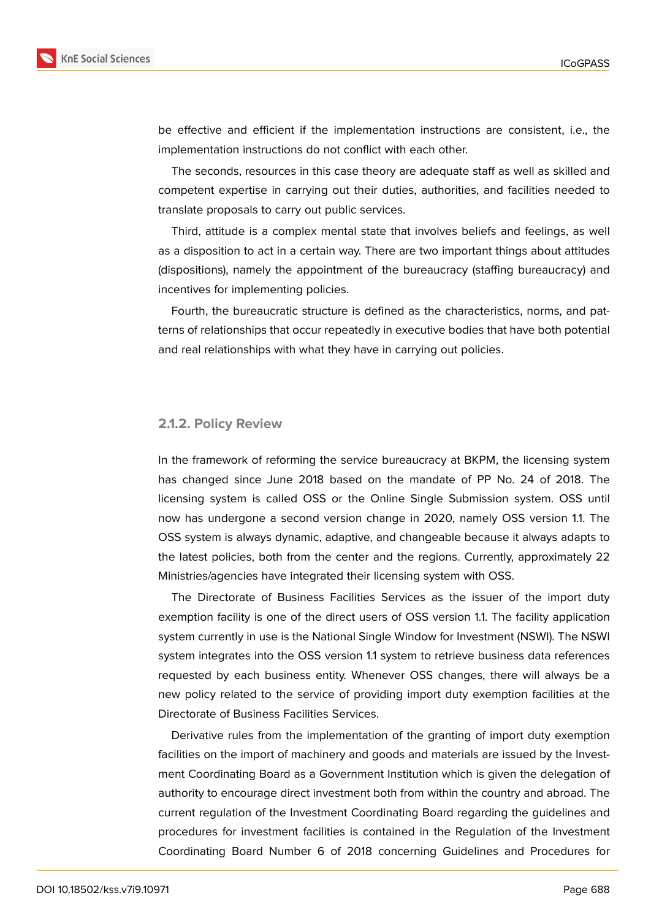be effective and efficient if the implementation instructions are consistent, i.e., the implementation instructions do not conflict with each other.

The seconds, resources in this case theory are adequate staff as well as skilled and competent expertise in carrying out their duties, authorities, and facilities needed to translate proposals to carry out public services.

Third, attitude is a complex mental state that involves beliefs and feelings, as well as a disposition to act in a certain way. There are two important things about attitudes (dispositions), namely the appointment of the bureaucracy (staffing bureaucracy) and incentives for implementing policies.

Fourth, the bureaucratic structure is defined as the characteristics, norms, and patterns of relationships that occur repeatedly in executive bodies that have both potential and real relationships with what they have in carrying out policies.

### 2.1.2. Policy Review

In the framework of reforming the service bureaucracy at BKPM, the licensing system has changed since June 2018 based on the mandate of PP No. 24 of 2018. The licensing system is called OSS or the Online Single Submission system. OSS until now has undergone a second version change in 2020, namely OSS version 1.1. The OSS system is always dynamic, adaptive, and changeable because it always adapts to the latest policies, both from the center and the regions. Currently, approximately 22 Ministries/agencies have integrated their licensing system with OSS.

The Directorate of Business Facilities Services as the issuer of the import duty exemption facility is one of the direct users of OSS version 1.1. The facility application system currently in use is the National Single Window for Investment (NSWI). The NSWI system integrates into the OSS version 1.1 system to retrieve business data references requested by each business entity. Whenever OSS changes, there will always be a new policy related to the service of providing import duty exemption facilities at the Directorate of Business Facilities Services.

Derivative rules from the implementation of the granting of import duty exemption facilities on the import of machinery and goods and materials are issued by the Investment Coordinating Board as a Government Institution which is given the delegation of authority to encourage direct investment both from within the country and abroad. The current regulation of the Investment Coordinating Board regarding the guidelines and procedures for investment facilities is contained in the Regulation of the Investment Coordinating Board Number 6 of 2018 concerning Guidelines and Procedures for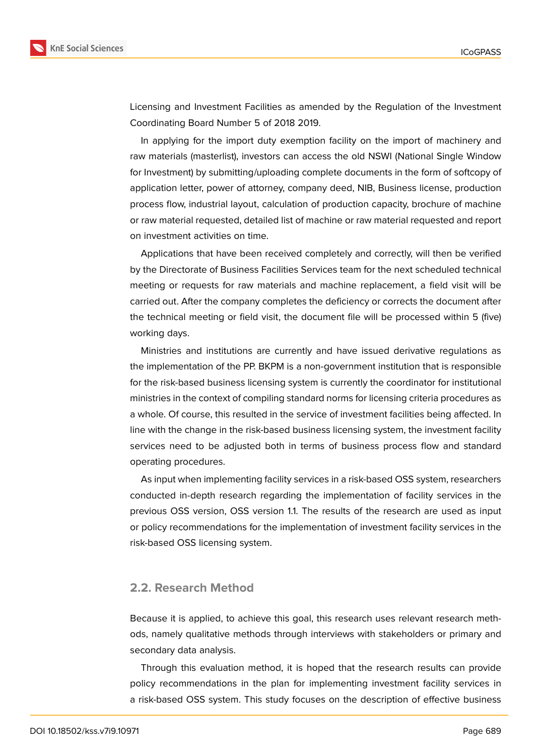Licensing and Investment Facilities as amended by the Regulation of the Investment Coordinating Board Number 5 of 2018 2019.

In applying for the import duty exemption facility on the import of machinery and raw materials (masterlist), investors can access the old NSWI (National Single Window for Investment) by submitting/uploading complete documents in the form of softcopy of application letter, power of attorney, company deed, NIB, Business license, production process flow, industrial layout, calculation of production capacity, brochure of machine or raw material requested, detailed list of machine or raw material requested and report on investment activities on time.

Applications that have been received completely and correctly, will then be verified by the Directorate of Business Facilities Services team for the next scheduled technical meeting or requests for raw materials and machine replacement, a field visit will be carried out. After the company completes the deficiency or corrects the document after the technical meeting or field visit, the document file will be processed within 5 (five) working days.

Ministries and institutions are currently and have issued derivative regulations as the implementation of the PP. BKPM is a non-government institution that is responsible for the risk-based business licensing system is currently the coordinator for institutional ministries in the context of compiling standard norms for licensing criteria procedures as a whole. Of course, this resulted in the service of investment facilities being affected. In line with the change in the risk-based business licensing system, the investment facility services need to be adjusted both in terms of business process flow and standard operating procedures.

As input when implementing facility services in a risk-based OSS system, researchers conducted in-depth research regarding the implementation of facility services in the previous OSS version, OSS version 1.1. The results of the research are used as input or policy recommendations for the implementation of investment facility services in the risk-based OSS licensing system.

## 2.2. Research Method

Because it is applied, to achieve this goal, this research uses relevant research methods, namely qualitative methods through interviews with stakeholders or primary and secondary data analysis.

Through this evaluation method, it is hoped that the research results can provide policy recommendations in the plan for implementing investment facility services in a risk-based OSS system. This study focuses on the description of effective business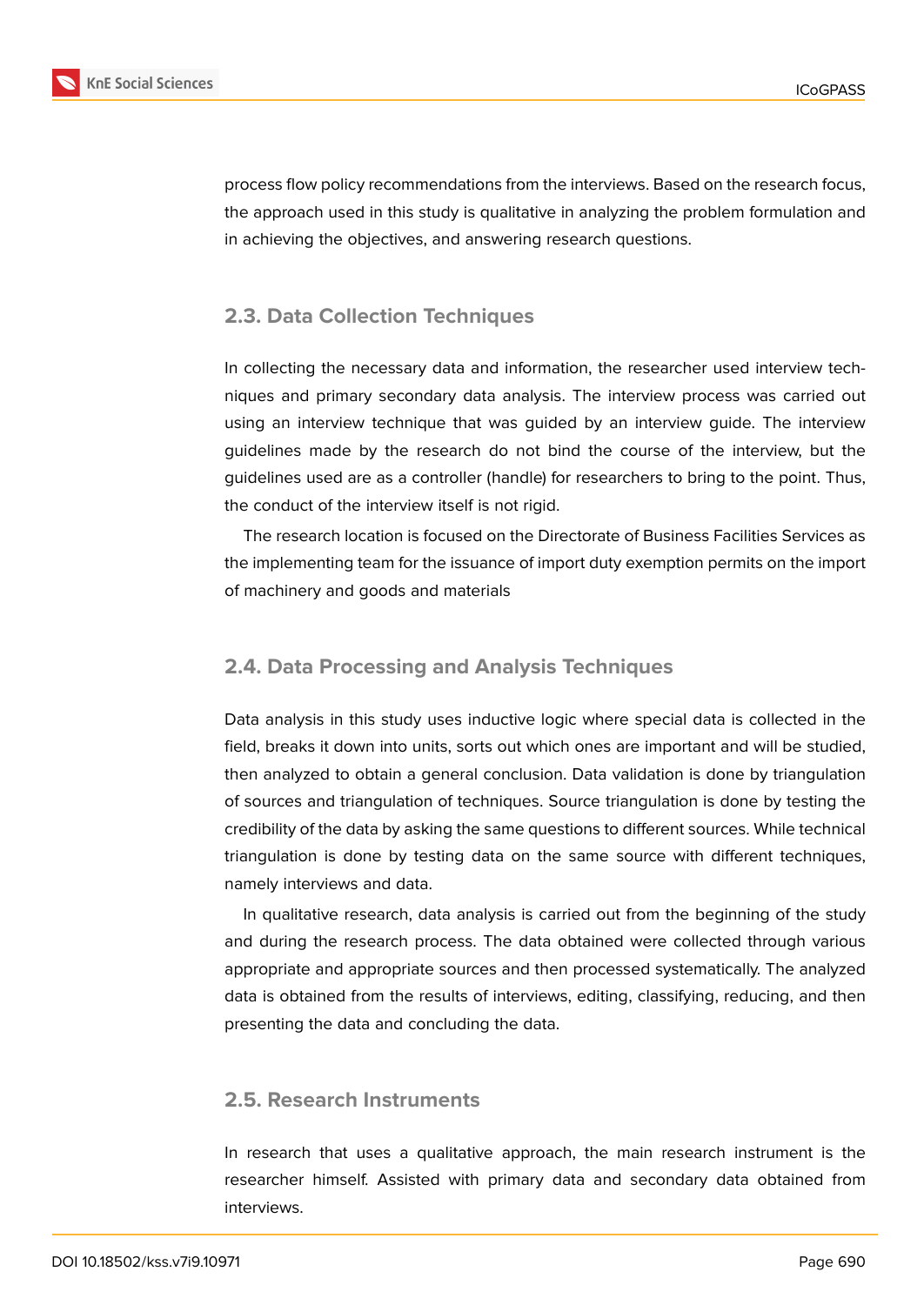process flow policy recommendations from the interviews. Based on the research focus, the approach used in this study is qualitative in analyzing the problem formulation and in achieving the objectives, and answering research questions.

## 2.3. Data Collection Techniques

In collecting the necessary data and information, the researcher used interview techniques and primary secondary data analysis. The interview process was carried out using an interview technique that was guided by an interview guide. The interview guidelines made by the research do not bind the course of the interview, but the guidelines used are as a controller (handle) for researchers to bring to the point. Thus, the conduct of the interview itself is not rigid.

The research location is focused on the Directorate of Business Facilities Services as the implementing team for the issuance of import duty exemption permits on the import of machinery and goods and materials

## 2.4. Data Processing and Analysis Techniques

Data analysis in this study uses inductive logic where special data is collected in the field, breaks it down into units, sorts out which ones are important and will be studied, then analyzed to obtain a general conclusion. Data validation is done by triangulation of sources and triangulation of techniques. Source triangulation is done by testing the credibility of the data by asking the same questions to different sources. While technical triangulation is done by testing data on the same source with different techniques, namely interviews and data.

In qualitative research, data analysis is carried out from the beginning of the study and during the research process. The data obtained were collected through various appropriate and appropriate sources and then processed systematically. The analyzed data is obtained from the results of interviews, editing, classifying, reducing, and then presenting the data and concluding the data.

## 2.5. Research Instruments

In research that uses a qualitative approach, the main research instrument is the researcher himself. Assisted with primary data and secondary data obtained from interviews.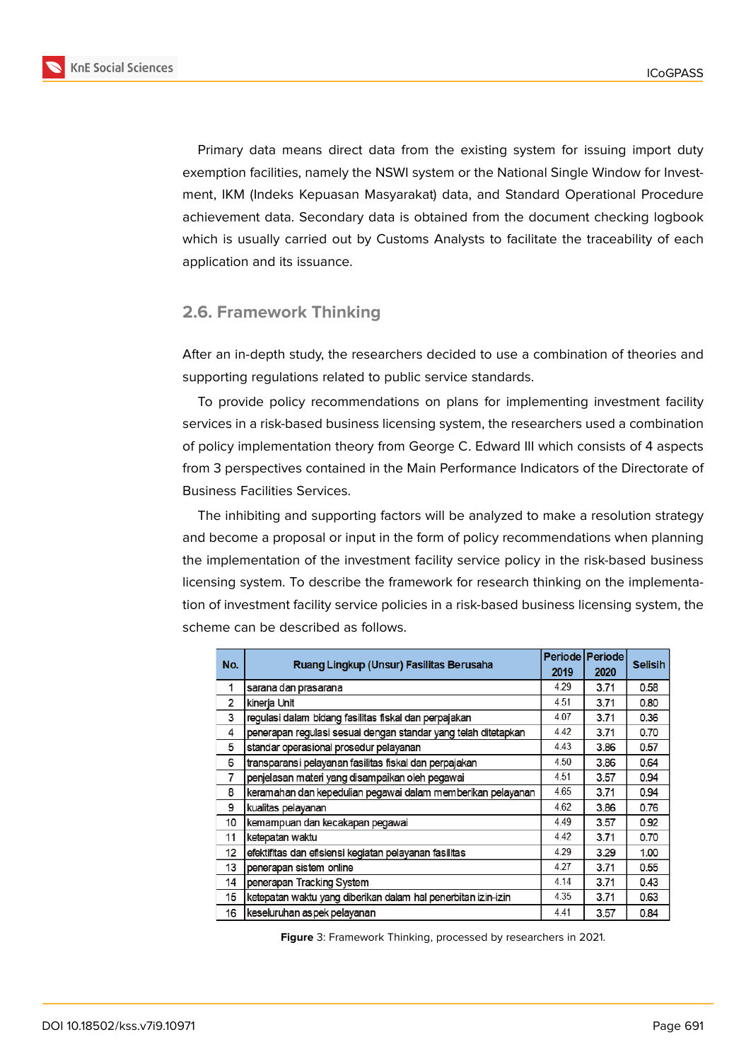Primary data means direct data from the existing system for issuing import duty exemption facilities, namely the NSWI system or the National Single Window for Investment, IKM (Indeks Kepuasan Masyarakat) data, and Standard Operational Procedure achievement data. Secondary data is obtained from the document checking logbook which is usually carried out by Customs Analysts to facilitate the traceability of each application and its issuance.

## 2.6. Framework Thinking

After an in-depth study, the researchers decided to use a combination of theories and supporting regulations related to public service standards.

To provide policy recommendations on plans for implementing investment facility services in a risk-based business licensing system, the researchers used a combination of policy implementation theory from George C. Edward III which consists of 4 aspects from 3 perspectives contained in the Main Performance Indicators of the Directorate of Business Facilities Services.

The inhibiting and supporting factors will be analyzed to make a resolution strategy and become a proposal or input in the form of policy recommendations when planning the implementation of the investment facility service policy in the risk-based business licensing system. To describe the framework for research thinking on the implementation of investment facility service policies in a risk-based business licensing system, the scheme can be described as follows.

| No. | Ruang Lingkup (Unsur) Fasilitas Berusaha | Periode 2019 | Periode 2020 | Selisih |
|---|---|---|---|---|
| 1 | sarana dan prasarana | 4.29 | 3.71 | 0.58 |
| 2 | kinerja Unit | 4.51 | 3.71 | 0.80 |
| 3 | regulasi dalam bidang fasilitas fiskal dan perpajakan | 4.07 | 3.71 | 0.36 |
| 4 | penerapan regulasi sesuai dengan standar yang telah ditetapkan | 4.42 | 3.71 | 0.70 |
| 5 | standar operasional prosedur pelayanan | 4.43 | 3.86 | 0.57 |
| 6 | transparansi pelayanan fasilitas fiskal dan perpajakan | 4.50 | 3.86 | 0.64 |
| 7 | penjelasan materi yang disampaikan oleh pegawai | 4.51 | 3.57 | 0.94 |
| 8 | keramahan dan kepedulian pegawai dalam memberikan pelayanan | 4.65 | 3.71 | 0.94 |
| 9 | kualitas pelayanan | 4.62 | 3.86 | 0.76 |
| 10 | kemampuan dan kecakapan pegawai | 4.49 | 3.57 | 0.92 |
| 11 | ketepatan waktu | 4.42 | 3.71 | 0.70 |
| 12 | efektifitas dan efisiensi kegiatan pelayanan fasilitas | 4.29 | 3.29 | 1.00 |
| 13 | penerapan sistem online | 4.27 | 3.71 | 0.55 |
| 14 | penerapan Tracking System | 4.14 | 3.71 | 0.43 |
| 15 | ketepatan waktu yang diberikan dalam hal penerbitan izin-izin | 4.35 | 3.71 | 0.63 |
| 16 | keseluruhan aspek pelayanan | 4.41 | 3.57 | 0.84 |

**Figure** 3: Framework Thinking, processed by researchers in 2021.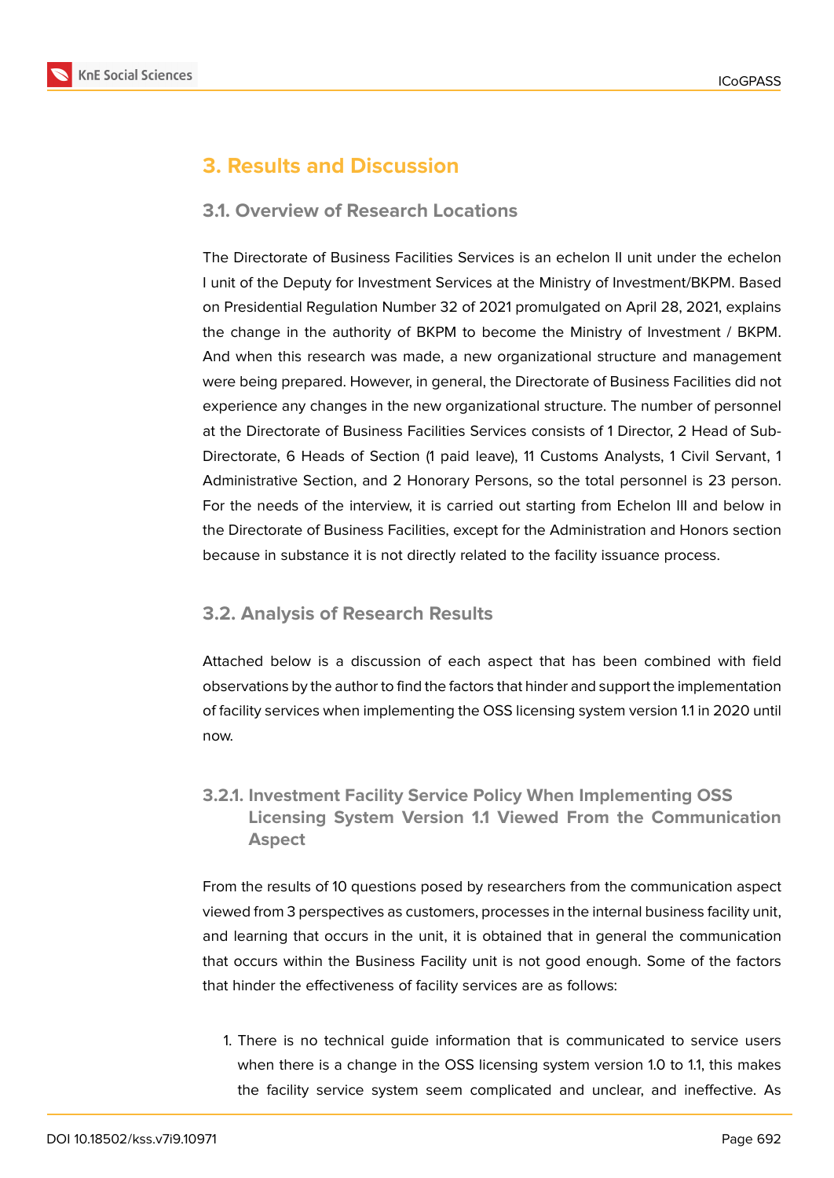# 3. Results and Discussion

## 3.1. Overview of Research Locations

The Directorate of Business Facilities Services is an echelon II unit under the echelon I unit of the Deputy for Investment Services at the Ministry of Investment/BKPM. Based on Presidential Regulation Number 32 of 2021 promulgated on April 28, 2021, explains the change in the authority of BKPM to become the Ministry of Investment / BKPM. And when this research was made, a new organizational structure and management were being prepared. However, in general, the Directorate of Business Facilities did not experience any changes in the new organizational structure. The number of personnel at the Directorate of Business Facilities Services consists of 1 Director, 2 Head of Sub-Directorate, 6 Heads of Section (1 paid leave), 11 Customs Analysts, 1 Civil Servant, 1 Administrative Section, and 2 Honorary Persons, so the total personnel is 23 person. For the needs of the interview, it is carried out starting from Echelon III and below in the Directorate of Business Facilities, except for the Administration and Honors section because in substance it is not directly related to the facility issuance process.

## 3.2. Analysis of Research Results

Attached below is a discussion of each aspect that has been combined with field observations by the author to find the factors that hinder and support the implementation of facility services when implementing the OSS licensing system version 1.1 in 2020 until now.

### 3.2.1. Investment Facility Service Policy When Implementing OSS Licensing System Version 1.1 Viewed From the Communication Aspect

From the results of 10 questions posed by researchers from the communication aspect viewed from 3 perspectives as customers, processes in the internal business facility unit, and learning that occurs in the unit, it is obtained that in general the communication that occurs within the Business Facility unit is not good enough. Some of the factors that hinder the effectiveness of facility services are as follows:

1. There is no technical guide information that is communicated to service users when there is a change in the OSS licensing system version 1.0 to 1.1, this makes the facility service system seem complicated and unclear, and ineffective. As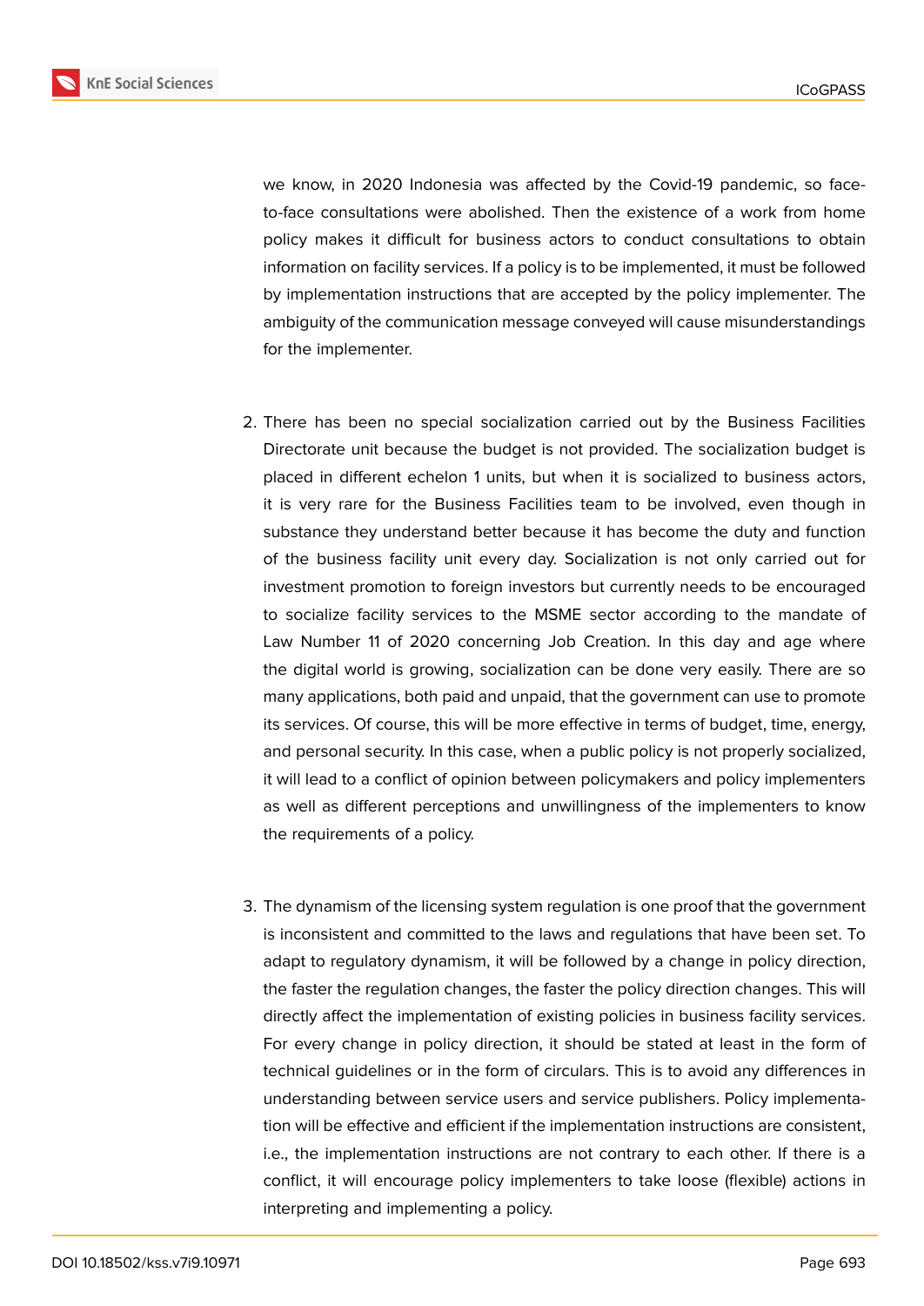we know, in 2020 Indonesia was affected by the Covid-19 pandemic, so face-to-face consultations were abolished. Then the existence of a work from home policy makes it difficult for business actors to conduct consultations to obtain information on facility services. If a policy is to be implemented, it must be followed by implementation instructions that are accepted by the policy implementer. The ambiguity of the communication message conveyed will cause misunderstandings for the implementer.

2. There has been no special socialization carried out by the Business Facilities Directorate unit because the budget is not provided. The socialization budget is placed in different echelon 1 units, but when it is socialized to business actors, it is very rare for the Business Facilities team to be involved, even though in substance they understand better because it has become the duty and function of the business facility unit every day. Socialization is not only carried out for investment promotion to foreign investors but currently needs to be encouraged to socialize facility services to the MSME sector according to the mandate of Law Number 11 of 2020 concerning Job Creation. In this day and age where the digital world is growing, socialization can be done very easily. There are so many applications, both paid and unpaid, that the government can use to promote its services. Of course, this will be more effective in terms of budget, time, energy, and personal security. In this case, when a public policy is not properly socialized, it will lead to a conflict of opinion between policymakers and policy implementers as well as different perceptions and unwillingness of the implementers to know the requirements of a policy.

3. The dynamism of the licensing system regulation is one proof that the government is inconsistent and committed to the laws and regulations that have been set. To adapt to regulatory dynamism, it will be followed by a change in policy direction, the faster the regulation changes, the faster the policy direction changes. This will directly affect the implementation of existing policies in business facility services. For every change in policy direction, it should be stated at least in the form of technical guidelines or in the form of circulars. This is to avoid any differences in understanding between service users and service publishers. Policy implementation will be effective and efficient if the implementation instructions are consistent, i.e., the implementation instructions are not contrary to each other. If there is a conflict, it will encourage policy implementers to take loose (flexible) actions in interpreting and implementing a policy.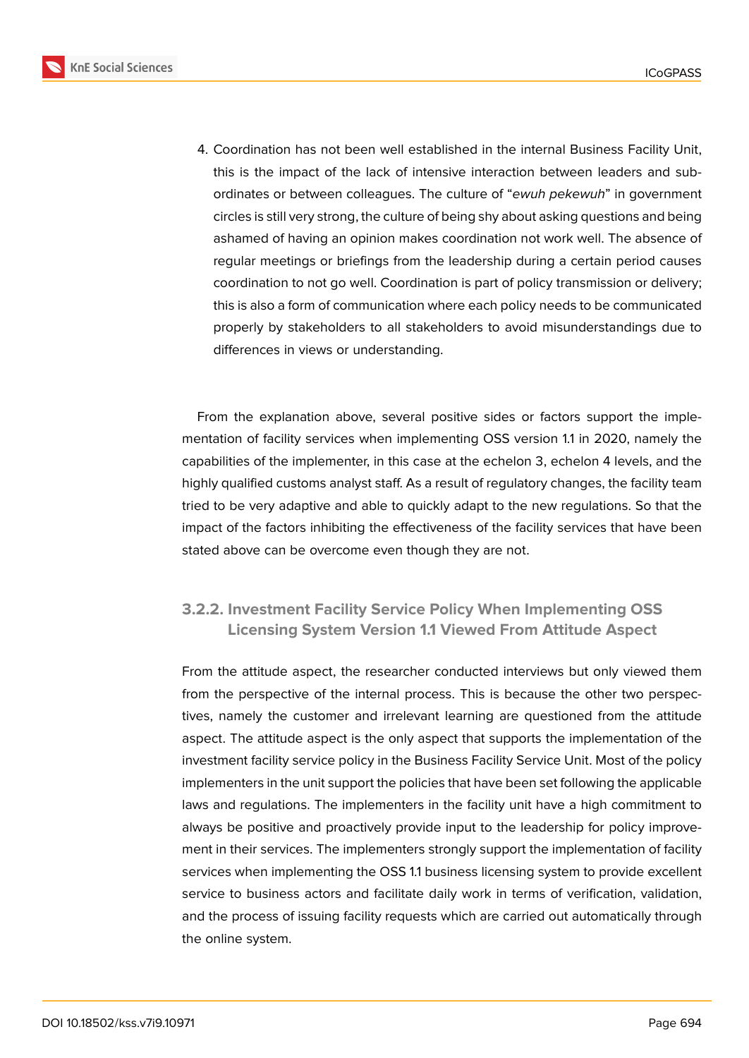4. Coordination has not been well established in the internal Business Facility Unit, this is the impact of the lack of intensive interaction between leaders and subordinates or between colleagues. The culture of "*ewuh pekewuh*" in government circles is still very strong, the culture of being shy about asking questions and being ashamed of having an opinion makes coordination not work well. The absence of regular meetings or briefings from the leadership during a certain period causes coordination to not go well. Coordination is part of policy transmission or delivery; this is also a form of communication where each policy needs to be communicated properly by stakeholders to all stakeholders to avoid misunderstandings due to differences in views or understanding.

From the explanation above, several positive sides or factors support the implementation of facility services when implementing OSS version 1.1 in 2020, namely the capabilities of the implementer, in this case at the echelon 3, echelon 4 levels, and the highly qualified customs analyst staff. As a result of regulatory changes, the facility team tried to be very adaptive and able to quickly adapt to the new regulations. So that the impact of the factors inhibiting the effectiveness of the facility services that have been stated above can be overcome even though they are not.

#### 3.2.2. Investment Facility Service Policy When Implementing OSS Licensing System Version 1.1 Viewed From Attitude Aspect

From the attitude aspect, the researcher conducted interviews but only viewed them from the perspective of the internal process. This is because the other two perspectives, namely the customer and irrelevant learning are questioned from the attitude aspect. The attitude aspect is the only aspect that supports the implementation of the investment facility service policy in the Business Facility Service Unit. Most of the policy implementers in the unit support the policies that have been set following the applicable laws and regulations. The implementers in the facility unit have a high commitment to always be positive and proactively provide input to the leadership for policy improvement in their services. The implementers strongly support the implementation of facility services when implementing the OSS 1.1 business licensing system to provide excellent service to business actors and facilitate daily work in terms of verification, validation, and the process of issuing facility requests which are carried out automatically through the online system.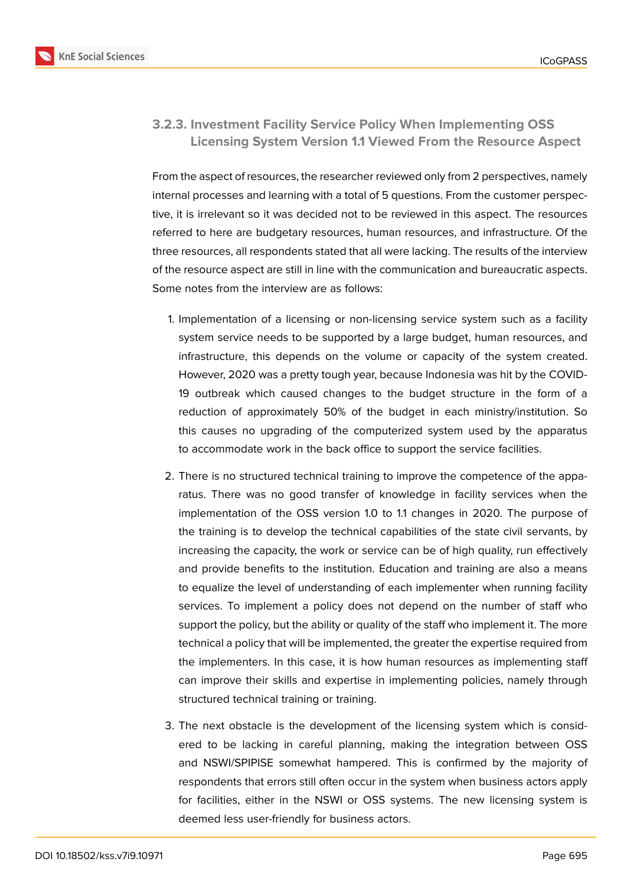#### 3.2.3. Investment Facility Service Policy When Implementing OSS Licensing System Version 1.1 Viewed From the Resource Aspect

From the aspect of resources, the researcher reviewed only from 2 perspectives, namely internal processes and learning with a total of 5 questions. From the customer perspective, it is irrelevant so it was decided not to be reviewed in this aspect. The resources referred to here are budgetary resources, human resources, and infrastructure. Of the three resources, all respondents stated that all were lacking. The results of the interview of the resource aspect are still in line with the communication and bureaucratic aspects. Some notes from the interview are as follows:

1. Implementation of a licensing or non-licensing service system such as a facility system service needs to be supported by a large budget, human resources, and infrastructure, this depends on the volume or capacity of the system created. However, 2020 was a pretty tough year, because Indonesia was hit by the COVID-19 outbreak which caused changes to the budget structure in the form of a reduction of approximately 50% of the budget in each ministry/institution. So this causes no upgrading of the computerized system used by the apparatus to accommodate work in the back office to support the service facilities.

2. There is no structured technical training to improve the competence of the apparatus. There was no good transfer of knowledge in facility services when the implementation of the OSS version 1.0 to 1.1 changes in 2020. The purpose of the training is to develop the technical capabilities of the state civil servants, by increasing the capacity, the work or service can be of high quality, run effectively and provide benefits to the institution. Education and training are also a means to equalize the level of understanding of each implementer when running facility services. To implement a policy does not depend on the number of staff who support the policy, but the ability or quality of the staff who implement it. The more technical a policy that will be implemented, the greater the expertise required from the implementers. In this case, it is how human resources as implementing staff can improve their skills and expertise in implementing policies, namely through structured technical training or training.

3. The next obstacle is the development of the licensing system which is considered to be lacking in careful planning, making the integration between OSS and NSWI/SPIPISE somewhat hampered. This is confirmed by the majority of respondents that errors still often occur in the system when business actors apply for facilities, either in the NSWI or OSS systems. The new licensing system is deemed less user-friendly for business actors.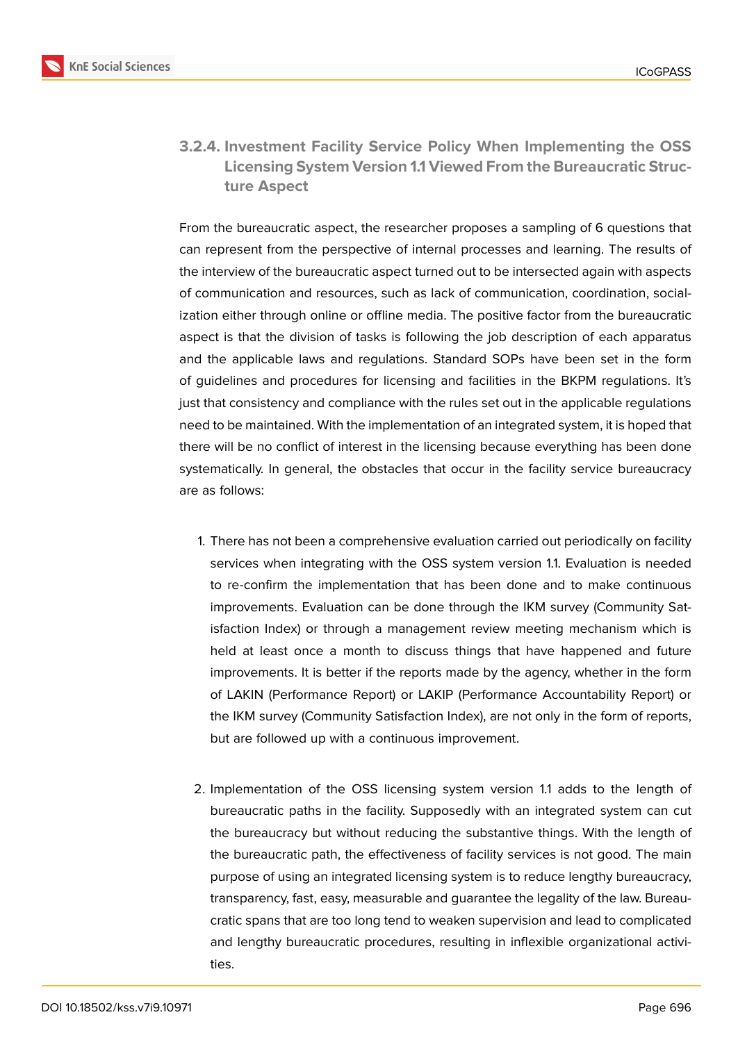#### 3.2.4. Investment Facility Service Policy When Implementing the OSS Licensing System Version 1.1 Viewed From the Bureaucratic Structure Aspect

From the bureaucratic aspect, the researcher proposes a sampling of 6 questions that can represent from the perspective of internal processes and learning. The results of the interview of the bureaucratic aspect turned out to be intersected again with aspects of communication and resources, such as lack of communication, coordination, socialization either through online or offline media. The positive factor from the bureaucratic aspect is that the division of tasks is following the job description of each apparatus and the applicable laws and regulations. Standard SOPs have been set in the form of guidelines and procedures for licensing and facilities in the BKPM regulations. It's just that consistency and compliance with the rules set out in the applicable regulations need to be maintained. With the implementation of an integrated system, it is hoped that there will be no conflict of interest in the licensing because everything has been done systematically. In general, the obstacles that occur in the facility service bureaucracy are as follows:

1. There has not been a comprehensive evaluation carried out periodically on facility services when integrating with the OSS system version 1.1. Evaluation is needed to re-confirm the implementation that has been done and to make continuous improvements. Evaluation can be done through the IKM survey (Community Satisfaction Index) or through a management review meeting mechanism which is held at least once a month to discuss things that have happened and future improvements. It is better if the reports made by the agency, whether in the form of LAKIN (Performance Report) or LAKIP (Performance Accountability Report) or the IKM survey (Community Satisfaction Index), are not only in the form of reports, but are followed up with a continuous improvement.

2. Implementation of the OSS licensing system version 1.1 adds to the length of bureaucratic paths in the facility. Supposedly with an integrated system can cut the bureaucracy but without reducing the substantive things. With the length of the bureaucratic path, the effectiveness of facility services is not good. The main purpose of using an integrated licensing system is to reduce lengthy bureaucracy, transparency, fast, easy, measurable and guarantee the legality of the law. Bureaucratic spans that are too long tend to weaken supervision and lead to complicated and lengthy bureaucratic procedures, resulting in inflexible organizational activities.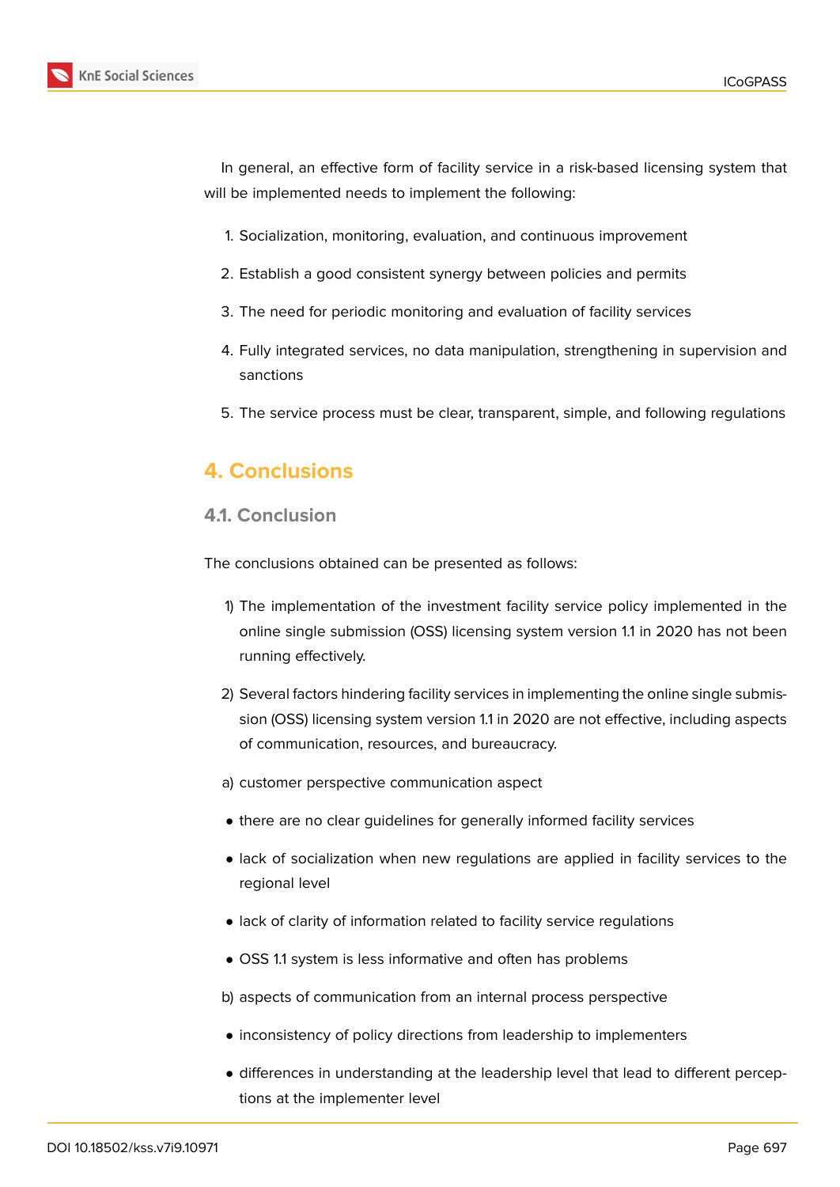In general, an effective form of facility service in a risk-based licensing system that will be implemented needs to implement the following:

1. Socialization, monitoring, evaluation, and continuous improvement
2. Establish a good consistent synergy between policies and permits
3. The need for periodic monitoring and evaluation of facility services
4. Fully integrated services, no data manipulation, strengthening in supervision and sanctions
5. The service process must be clear, transparent, simple, and following regulations

## 4. Conclusions

### 4.1. Conclusion

The conclusions obtained can be presented as follows:

1) The implementation of the investment facility service policy implemented in the online single submission (OSS) licensing system version 1.1 in 2020 has not been running effectively.

2) Several factors hindering facility services in implementing the online single submission (OSS) licensing system version 1.1 in 2020 are not effective, including aspects of communication, resources, and bureaucracy.

a) customer perspective communication aspect

- there are no clear guidelines for generally informed facility services
- lack of socialization when new regulations are applied in facility services to the regional level
- lack of clarity of information related to facility service regulations
- OSS 1.1 system is less informative and often has problems

b) aspects of communication from an internal process perspective

- inconsistency of policy directions from leadership to implementers
- differences in understanding at the leadership level that lead to different perceptions at the implementer level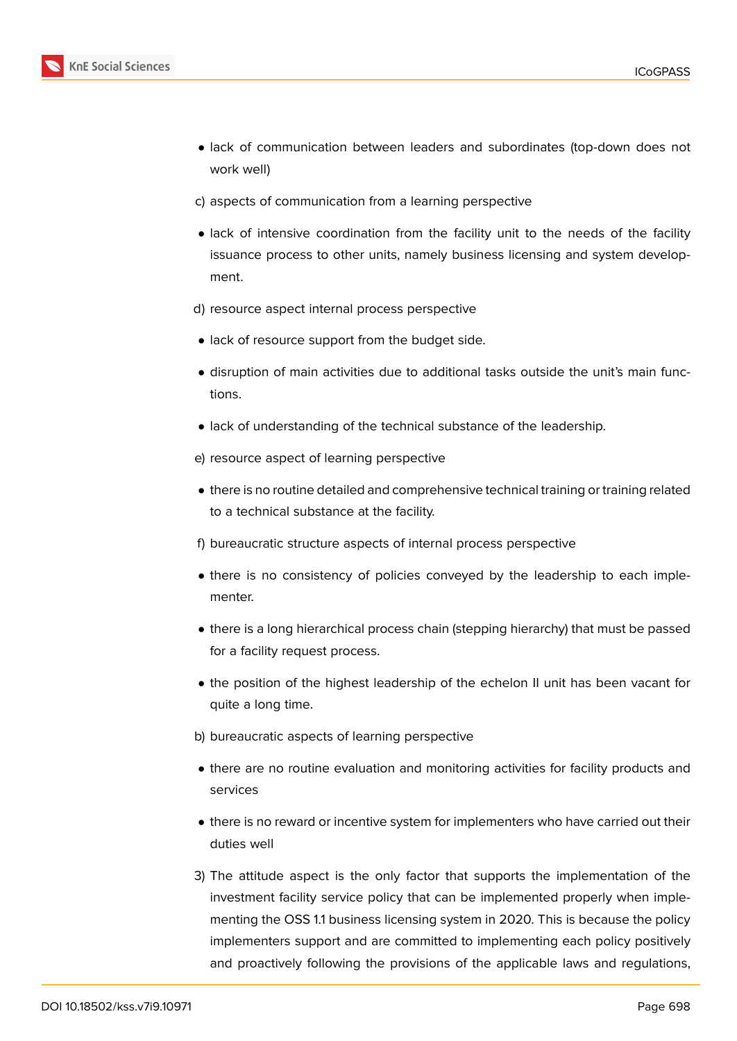- lack of communication between leaders and subordinates (top-down does not work well)

c) aspects of communication from a learning perspective

- lack of intensive coordination from the facility unit to the needs of the facility issuance process to other units, namely business licensing and system development.

d) resource aspect internal process perspective

- lack of resource support from the budget side.
- disruption of main activities due to additional tasks outside the unit's main functions.
- lack of understanding of the technical substance of the leadership.

e) resource aspect of learning perspective

- there is no routine detailed and comprehensive technical training or training related to a technical substance at the facility.

f) bureaucratic structure aspects of internal process perspective

- there is no consistency of policies conveyed by the leadership to each implementer.
- there is a long hierarchical process chain (stepping hierarchy) that must be passed for a facility request process.
- the position of the highest leadership of the echelon II unit has been vacant for quite a long time.

b) bureaucratic aspects of learning perspective

- there are no routine evaluation and monitoring activities for facility products and services
- there is no reward or incentive system for implementers who have carried out their duties well

3) The attitude aspect is the only factor that supports the implementation of the investment facility service policy that can be implemented properly when implementing the OSS 1.1 business licensing system in 2020. This is because the policy implementers support and are committed to implementing each policy positively and proactively following the provisions of the applicable laws and regulations,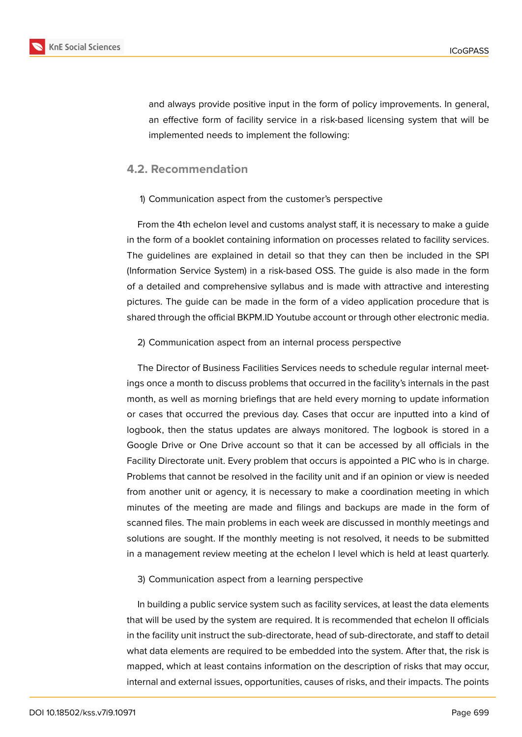and always provide positive input in the form of policy improvements. In general, an effective form of facility service in a risk-based licensing system that will be implemented needs to implement the following:

### 4.2. Recommendation

1) Communication aspect from the customer's perspective

From the 4th echelon level and customs analyst staff, it is necessary to make a guide in the form of a booklet containing information on processes related to facility services. The guidelines are explained in detail so that they can then be included in the SPI (Information Service System) in a risk-based OSS. The guide is also made in the form of a detailed and comprehensive syllabus and is made with attractive and interesting pictures. The guide can be made in the form of a video application procedure that is shared through the official BKPM.ID Youtube account or through other electronic media.

2) Communication aspect from an internal process perspective

The Director of Business Facilities Services needs to schedule regular internal meetings once a month to discuss problems that occurred in the facility's internals in the past month, as well as morning briefings that are held every morning to update information or cases that occurred the previous day. Cases that occur are inputted into a kind of logbook, then the status updates are always monitored. The logbook is stored in a Google Drive or One Drive account so that it can be accessed by all officials in the Facility Directorate unit. Every problem that occurs is appointed a PIC who is in charge. Problems that cannot be resolved in the facility unit and if an opinion or view is needed from another unit or agency, it is necessary to make a coordination meeting in which minutes of the meeting are made and filings and backups are made in the form of scanned files. The main problems in each week are discussed in monthly meetings and solutions are sought. If the monthly meeting is not resolved, it needs to be submitted in a management review meeting at the echelon I level which is held at least quarterly.

3) Communication aspect from a learning perspective

In building a public service system such as facility services, at least the data elements that will be used by the system are required. It is recommended that echelon II officials in the facility unit instruct the sub-directorate, head of sub-directorate, and staff to detail what data elements are required to be embedded into the system. After that, the risk is mapped, which at least contains information on the description of risks that may occur, internal and external issues, opportunities, causes of risks, and their impacts. The points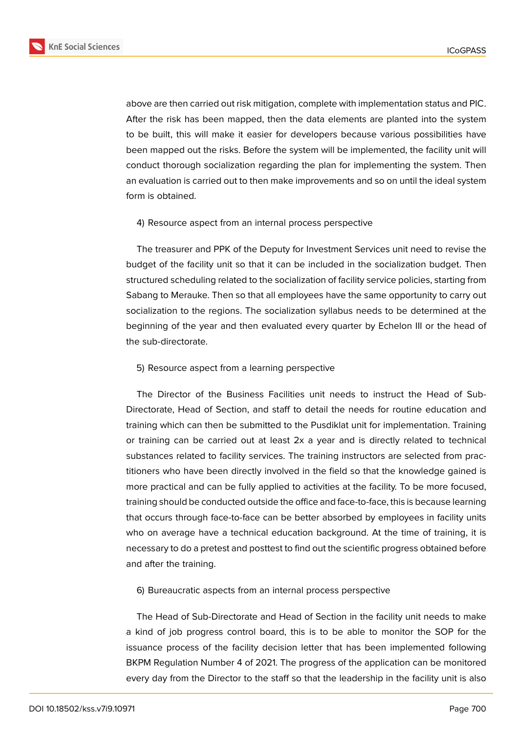above are then carried out risk mitigation, complete with implementation status and PIC. After the risk has been mapped, then the data elements are planted into the system to be built, this will make it easier for developers because various possibilities have been mapped out the risks. Before the system will be implemented, the facility unit will conduct thorough socialization regarding the plan for implementing the system. Then an evaluation is carried out to then make improvements and so on until the ideal system form is obtained.

4) Resource aspect from an internal process perspective

The treasurer and PPK of the Deputy for Investment Services unit need to revise the budget of the facility unit so that it can be included in the socialization budget. Then structured scheduling related to the socialization of facility service policies, starting from Sabang to Merauke. Then so that all employees have the same opportunity to carry out socialization to the regions. The socialization syllabus needs to be determined at the beginning of the year and then evaluated every quarter by Echelon III or the head of the sub-directorate.

5) Resource aspect from a learning perspective

The Director of the Business Facilities unit needs to instruct the Head of Sub-Directorate, Head of Section, and staff to detail the needs for routine education and training which can then be submitted to the Pusdiklat unit for implementation. Training or training can be carried out at least 2x a year and is directly related to technical substances related to facility services. The training instructors are selected from practitioners who have been directly involved in the field so that the knowledge gained is more practical and can be fully applied to activities at the facility. To be more focused, training should be conducted outside the office and face-to-face, this is because learning that occurs through face-to-face can be better absorbed by employees in facility units who on average have a technical education background. At the time of training, it is necessary to do a pretest and posttest to find out the scientific progress obtained before and after the training.

6) Bureaucratic aspects from an internal process perspective

The Head of Sub-Directorate and Head of Section in the facility unit needs to make a kind of job progress control board, this is to be able to monitor the SOP for the issuance process of the facility decision letter that has been implemented following BKPM Regulation Number 4 of 2021. The progress of the application can be monitored every day from the Director to the staff so that the leadership in the facility unit is also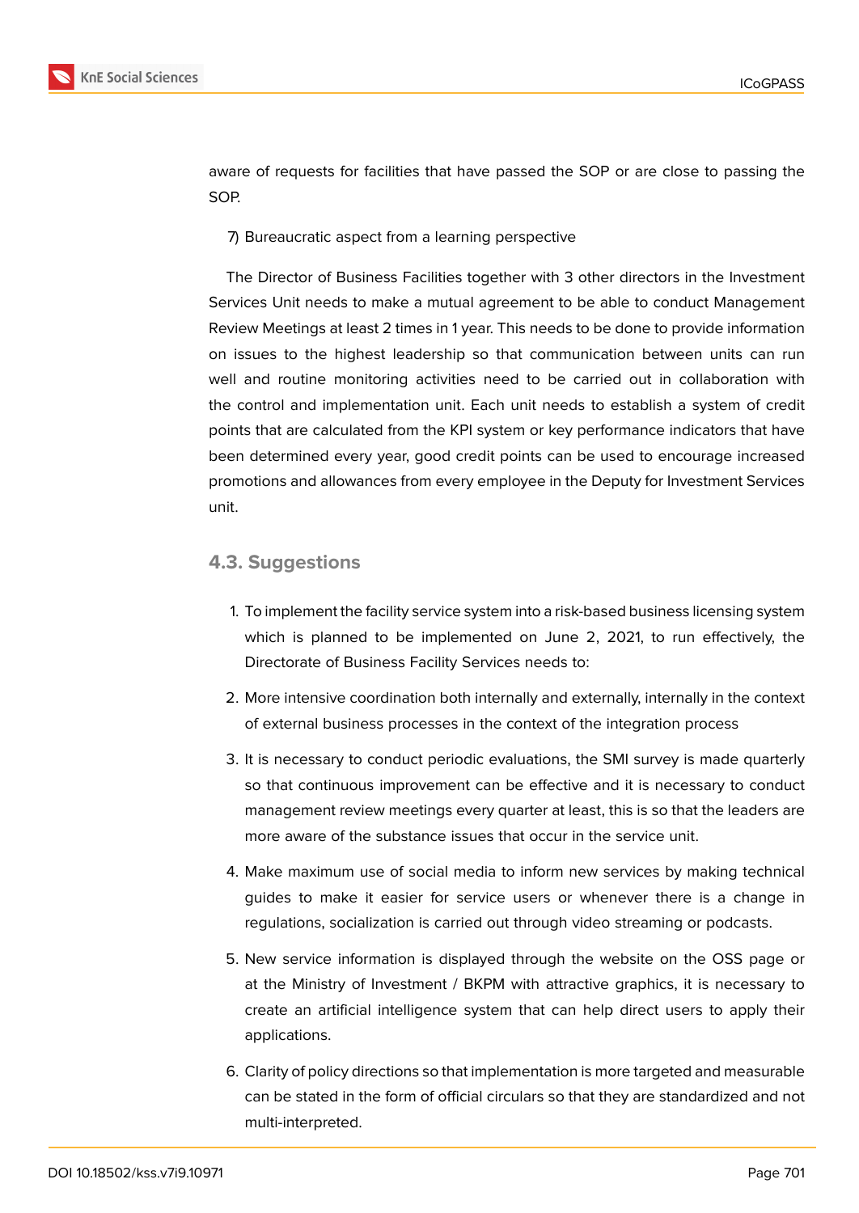aware of requests for facilities that have passed the SOP or are close to passing the SOP.

7) Bureaucratic aspect from a learning perspective

The Director of Business Facilities together with 3 other directors in the Investment Services Unit needs to make a mutual agreement to be able to conduct Management Review Meetings at least 2 times in 1 year. This needs to be done to provide information on issues to the highest leadership so that communication between units can run well and routine monitoring activities need to be carried out in collaboration with the control and implementation unit. Each unit needs to establish a system of credit points that are calculated from the KPI system or key performance indicators that have been determined every year, good credit points can be used to encourage increased promotions and allowances from every employee in the Deputy for Investment Services unit.

## 4.3. Suggestions

1. To implement the facility service system into a risk-based business licensing system which is planned to be implemented on June 2, 2021, to run effectively, the Directorate of Business Facility Services needs to:
2. More intensive coordination both internally and externally, internally in the context of external business processes in the context of the integration process
3. It is necessary to conduct periodic evaluations, the SMI survey is made quarterly so that continuous improvement can be effective and it is necessary to conduct management review meetings every quarter at least, this is so that the leaders are more aware of the substance issues that occur in the service unit.
4. Make maximum use of social media to inform new services by making technical guides to make it easier for service users or whenever there is a change in regulations, socialization is carried out through video streaming or podcasts.
5. New service information is displayed through the website on the OSS page or at the Ministry of Investment / BKPM with attractive graphics, it is necessary to create an artificial intelligence system that can help direct users to apply their applications.
6. Clarity of policy directions so that implementation is more targeted and measurable can be stated in the form of official circulars so that they are standardized and not multi-interpreted.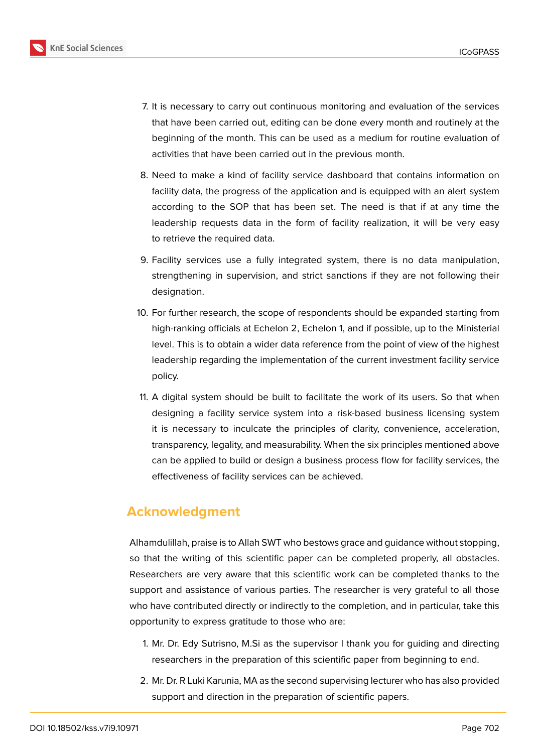7. It is necessary to carry out continuous monitoring and evaluation of the services that have been carried out, editing can be done every month and routinely at the beginning of the month. This can be used as a medium for routine evaluation of activities that have been carried out in the previous month.

8. Need to make a kind of facility service dashboard that contains information on facility data, the progress of the application and is equipped with an alert system according to the SOP that has been set. The need is that if at any time the leadership requests data in the form of facility realization, it will be very easy to retrieve the required data.

9. Facility services use a fully integrated system, there is no data manipulation, strengthening in supervision, and strict sanctions if they are not following their designation.

10. For further research, the scope of respondents should be expanded starting from high-ranking officials at Echelon 2, Echelon 1, and if possible, up to the Ministerial level. This is to obtain a wider data reference from the point of view of the highest leadership regarding the implementation of the current investment facility service policy.

11. A digital system should be built to facilitate the work of its users. So that when designing a facility service system into a risk-based business licensing system it is necessary to inculcate the principles of clarity, convenience, acceleration, transparency, legality, and measurability. When the six principles mentioned above can be applied to build or design a business process flow for facility services, the effectiveness of facility services can be achieved.

## Acknowledgment

Alhamdulillah, praise is to Allah SWT who bestows grace and guidance without stopping, so that the writing of this scientific paper can be completed properly, all obstacles. Researchers are very aware that this scientific work can be completed thanks to the support and assistance of various parties. The researcher is very grateful to all those who have contributed directly or indirectly to the completion, and in particular, take this opportunity to express gratitude to those who are:

1. Mr. Dr. Edy Sutrisno, M.Si as the supervisor I thank you for guiding and directing researchers in the preparation of this scientific paper from beginning to end.

2. Mr. Dr. R Luki Karunia, MA as the second supervising lecturer who has also provided support and direction in the preparation of scientific papers.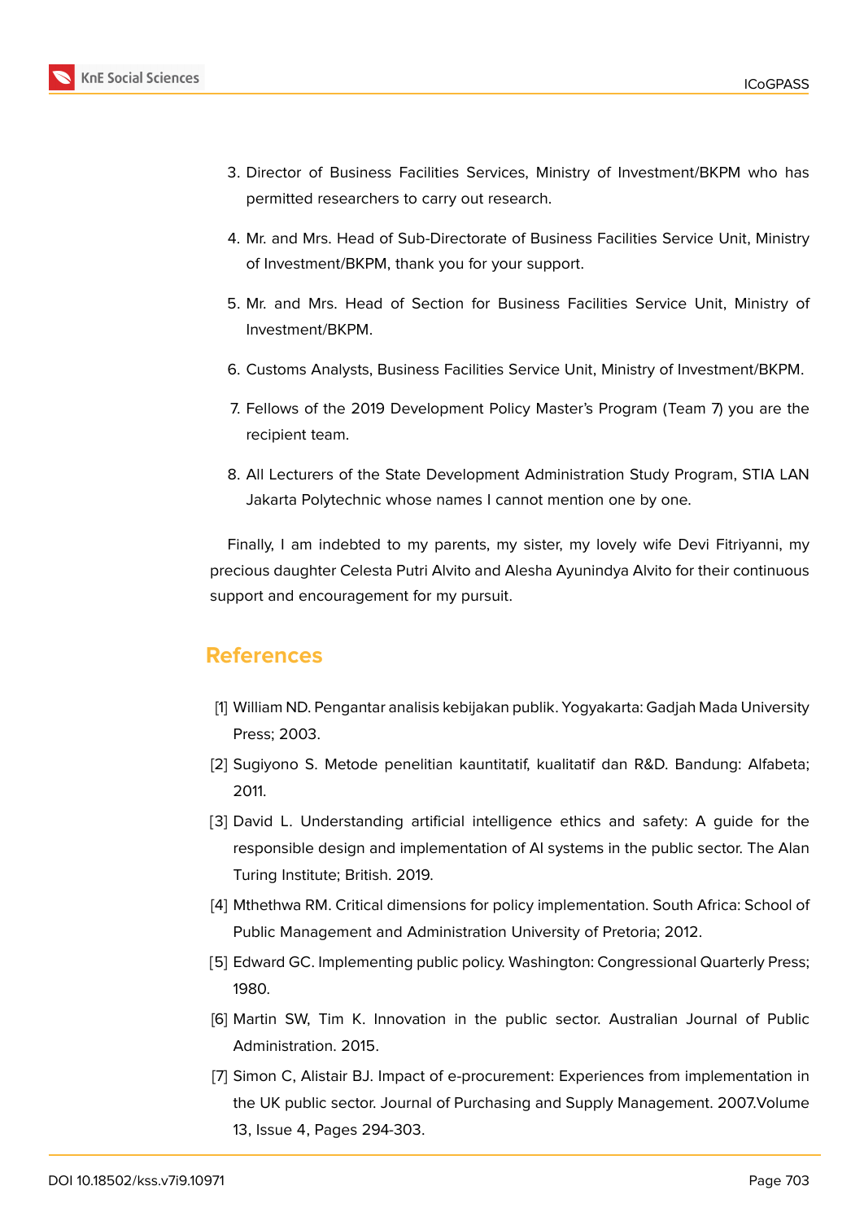3. Director of Business Facilities Services, Ministry of Investment/BKPM who has permitted researchers to carry out research.

4. Mr. and Mrs. Head of Sub-Directorate of Business Facilities Service Unit, Ministry of Investment/BKPM, thank you for your support.

5. Mr. and Mrs. Head of Section for Business Facilities Service Unit, Ministry of Investment/BKPM.

6. Customs Analysts, Business Facilities Service Unit, Ministry of Investment/BKPM.

7. Fellows of the 2019 Development Policy Master's Program (Team 7) you are the recipient team.

8. All Lecturers of the State Development Administration Study Program, STIA LAN Jakarta Polytechnic whose names I cannot mention one by one.

Finally, I am indebted to my parents, my sister, my lovely wife Devi Fitriyanni, my precious daughter Celesta Putri Alvito and Alesha Ayunindya Alvito for their continuous support and encouragement for my pursuit.

## References

[1] William ND. Pengantar analisis kebijakan publik. Yogyakarta: Gadjah Mada University Press; 2003.

[2] Sugiyono S. Metode penelitian kauntitatif, kualitatif dan R&D. Bandung: Alfabeta; 2011.

[3] David L. Understanding artificial intelligence ethics and safety: A guide for the responsible design and implementation of AI systems in the public sector. The Alan Turing Institute; British. 2019.

[4] Mthethwa RM. Critical dimensions for policy implementation. South Africa: School of Public Management and Administration University of Pretoria; 2012.

[5] Edward GC. Implementing public policy. Washington: Congressional Quarterly Press; 1980.

[6] Martin SW, Tim K. Innovation in the public sector. Australian Journal of Public Administration. 2015.

[7] Simon C, Alistair BJ. Impact of e-procurement: Experiences from implementation in the UK public sector. Journal of Purchasing and Supply Management. 2007.Volume 13, Issue 4, Pages 294-303.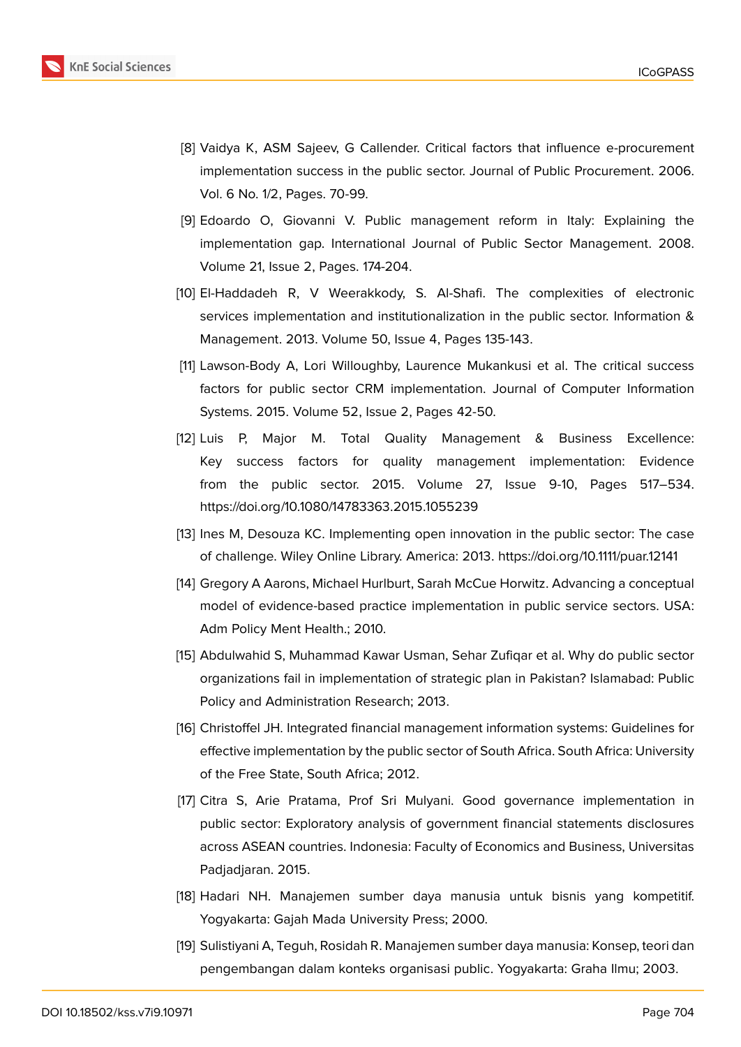[8] Vaidya K, ASM Sajeev, G Callender. Critical factors that influence e-procurement implementation success in the public sector. Journal of Public Procurement. 2006. Vol. 6 No. 1/2, Pages. 70-99.

[9] Edoardo O, Giovanni V. Public management reform in Italy: Explaining the implementation gap. International Journal of Public Sector Management. 2008. Volume 21, Issue 2, Pages. 174-204.

[10] El-Haddadeh R, V Weerakkody, S. Al-Shafi. The complexities of electronic services implementation and institutionalization in the public sector. Information & Management. 2013. Volume 50, Issue 4, Pages 135-143.

[11] Lawson-Body A, Lori Willoughby, Laurence Mukankusi et al. The critical success factors for public sector CRM implementation. Journal of Computer Information Systems. 2015. Volume 52, Issue 2, Pages 42-50.

[12] Luis P, Major M. Total Quality Management & Business Excellence: Key success factors for quality management implementation: Evidence from the public sector. 2015. Volume 27, Issue 9-10, Pages 517–534. https://doi.org/10.1080/14783363.2015.1055239

[13] Ines M, Desouza KC. Implementing open innovation in the public sector: The case of challenge. Wiley Online Library. America: 2013. https://doi.org/10.1111/puar.12141

[14] Gregory A Aarons, Michael Hurlburt, Sarah McCue Horwitz. Advancing a conceptual model of evidence-based practice implementation in public service sectors. USA: Adm Policy Ment Health.; 2010.

[15] Abdulwahid S, Muhammad Kawar Usman, Sehar Zufiqar et al. Why do public sector organizations fail in implementation of strategic plan in Pakistan? Islamabad: Public Policy and Administration Research; 2013.

[16] Christoffel JH. Integrated financial management information systems: Guidelines for effective implementation by the public sector of South Africa. South Africa: University of the Free State, South Africa; 2012.

[17] Citra S, Arie Pratama, Prof Sri Mulyani. Good governance implementation in public sector: Exploratory analysis of government financial statements disclosures across ASEAN countries. Indonesia: Faculty of Economics and Business, Universitas Padjadjaran. 2015.

[18] Hadari NH. Manajemen sumber daya manusia untuk bisnis yang kompetitif. Yogyakarta: Gajah Mada University Press; 2000.

[19] Sulistiyani A, Teguh, Rosidah R. Manajemen sumber daya manusia: Konsep, teori dan pengembangan dalam konteks organisasi public. Yogyakarta: Graha Ilmu; 2003.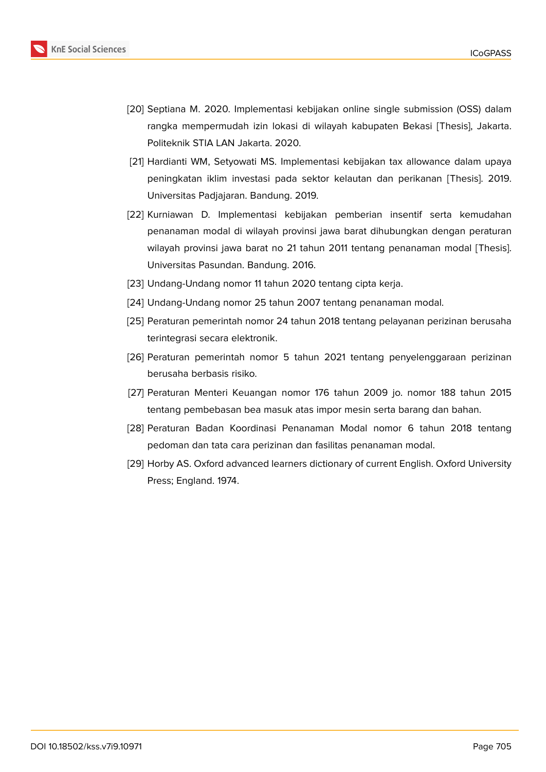[20] Septiana M. 2020. Implementasi kebijakan online single submission (OSS) dalam rangka mempermudah izin lokasi di wilayah kabupaten Bekasi [Thesis], Jakarta. Politeknik STIA LAN Jakarta. 2020.

[21] Hardianti WM, Setyowati MS. Implementasi kebijakan tax allowance dalam upaya peningkatan iklim investasi pada sektor kelautan dan perikanan [Thesis]. 2019. Universitas Padjajaran. Bandung. 2019.

[22] Kurniawan D. Implementasi kebijakan pemberian insentif serta kemudahan penanaman modal di wilayah provinsi jawa barat dihubungkan dengan peraturan wilayah provinsi jawa barat no 21 tahun 2011 tentang penanaman modal [Thesis]. Universitas Pasundan. Bandung. 2016.

[23] Undang-Undang nomor 11 tahun 2020 tentang cipta kerja.

[24] Undang-Undang nomor 25 tahun 2007 tentang penanaman modal.

[25] Peraturan pemerintah nomor 24 tahun 2018 tentang pelayanan perizinan berusaha terintegrasi secara elektronik.

[26] Peraturan pemerintah nomor 5 tahun 2021 tentang penyelenggaraan perizinan berusaha berbasis risiko.

[27] Peraturan Menteri Keuangan nomor 176 tahun 2009 jo. nomor 188 tahun 2015 tentang pembebasan bea masuk atas impor mesin serta barang dan bahan.

[28] Peraturan Badan Koordinasi Penanaman Modal nomor 6 tahun 2018 tentang pedoman dan tata cara perizinan dan fasilitas penanaman modal.

[29] Horby AS. Oxford advanced learners dictionary of current English. Oxford University Press; England. 1974.